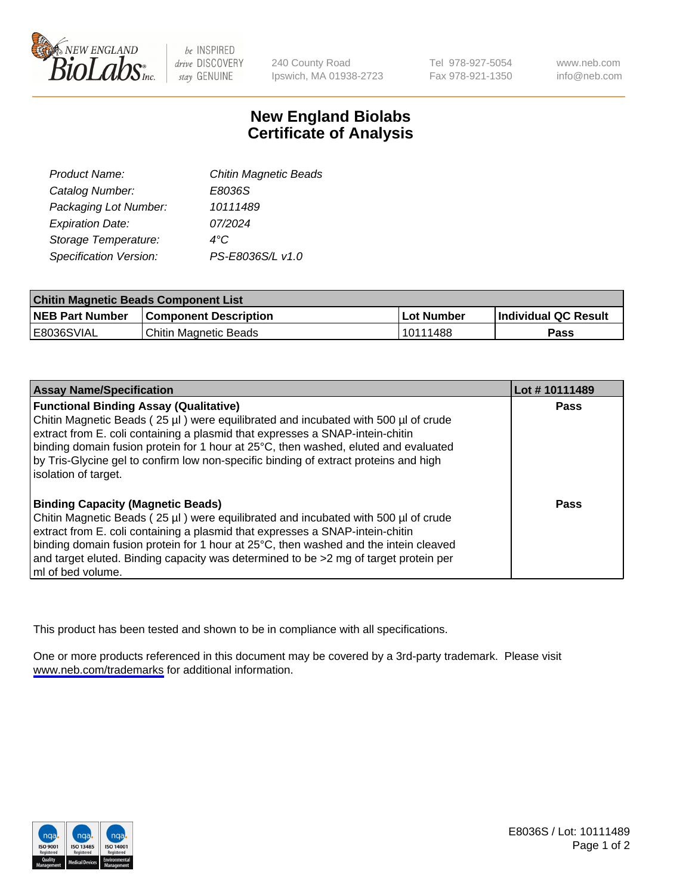# New England Biolabs Certificate of Analysis

| | |
|---|---|
| *Product Name:* | *Chitin Magnetic Beads* |
| *Catalog Number:* | *E8036S* |
| *Packaging Lot Number:* | *10111489* |
| *Expiration Date:* | *07/2024* |
| *Storage Temperature:* | *4°C* |
| *Specification Version:* | *PS-E8036S/L v1.0* |

| Chitin Magnetic Beads Component List | | | |
|---|---|---|---|
| **NEB Part Number** | **Component Description** | **Lot Number** | **Individual QC Result** |
| E8036SVIAL | Chitin Magnetic Beads | 10111488 | **Pass** |

| Assay Name/Specification | Lot # 10111489 |
|---|---|
| **Functional Binding Assay (Qualitative)**<br>Chitin Magnetic Beads ( 25 µl ) were equilibrated and incubated with 500 µl of crude extract from E. coli containing a plasmid that expresses a SNAP-intein-chitin binding domain fusion protein for 1 hour at 25°C, then washed, eluted and evaluated by Tris-Glycine gel to confirm low non-specific binding of extract proteins and high isolation of target. | **Pass** |
| **Binding Capacity (Magnetic Beads)**<br>Chitin Magnetic Beads ( 25 µl ) were equilibrated and incubated with 500 µl of crude extract from E. coli containing a plasmid that expresses a SNAP-intein-chitin binding domain fusion protein for 1 hour at 25°C, then washed and the intein cleaved and target eluted. Binding capacity was determined to be >2 mg of target protein per ml of bed volume. | **Pass** |

This product has been tested and shown to be in compliance with all specifications.

One or more products referenced in this document may be covered by a 3rd-party trademark. Please visit www.neb.com/trademarks for additional information.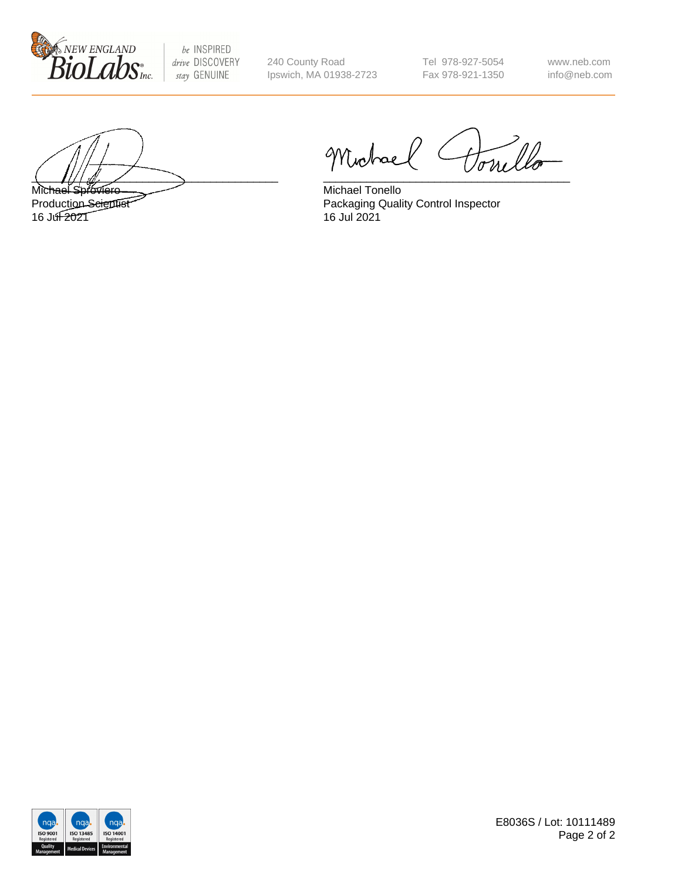Michael Sproviero
Production Scientist
16 Jul 2021

Michael Tonello
Packaging Quality Control Inspector
16 Jul 2021

E8036S / Lot: 10111489